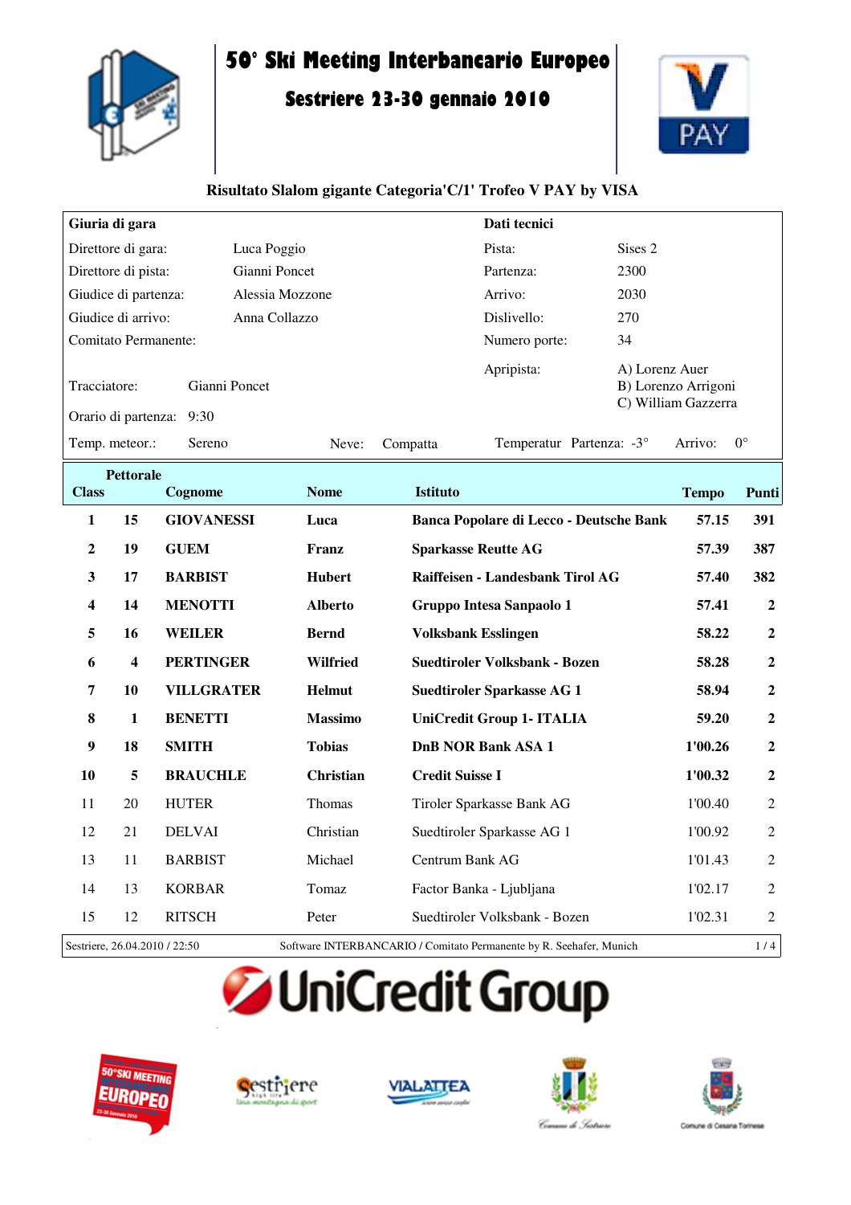# 50° Ski Meeting Interbancario Europeo

## Sestriere 23-30 gennaio 2010

### Risultato Slalom gigante Categoria'C/1' Trofeo V PAY by VISA

| **Giuria di gara** | | **Dati tecnici** | |
|---|---|---|---|
| Direttore di gara: | Luca Poggio | Pista: | Sises 2 |
| Direttore di pista: | Gianni Poncet | Partenza: | 2300 |
| Giudice di partenza: | Alessia Mozzone | Arrivo: | 2030 |
| Giudice di arrivo: | Anna Collazzo | Dislivello: | 270 |
| Comitato Permanente: | | Numero porte: | 34 |
| Tracciatore: | Gianni Poncet | Apripista: | A) Lorenz Auer<br>B) Lorenzo Arrigoni<br>C) William Gazzerra |
| Orario di partenza: | 9:30 | | |
| Temp. meteor.: | Sereno | Neve: | Compatta |
| Temperatur | Partenza: -3° | Arrivo: | 0° |

| Class | Pettorale | Cognome | Nome | Istituto | Tempo | Punti |
|---|---|---|---|---|---|---|
| **1** | **15** | **GIOVANESSI** | **Luca** | **Banca Popolare di Lecco - Deutsche Bank** | **57.15** | **391** |
| **2** | **19** | **GUEM** | **Franz** | **Sparkasse Reutte AG** | **57.39** | **387** |
| **3** | **17** | **BARBIST** | **Hubert** | **Raiffeisen - Landesbank Tirol AG** | **57.40** | **382** |
| **4** | **14** | **MENOTTI** | **Alberto** | **Gruppo Intesa Sanpaolo 1** | **57.41** | **2** |
| **5** | **16** | **WEILER** | **Bernd** | **Volksbank Esslingen** | **58.22** | **2** |
| **6** | **4** | **PERTINGER** | **Wilfried** | **Suedtiroler Volksbank - Bozen** | **58.28** | **2** |
| **7** | **10** | **VILLGRATER** | **Helmut** | **Suedtiroler Sparkasse AG 1** | **58.94** | **2** |
| **8** | **1** | **BENETTI** | **Massimo** | **UniCredit Group 1- ITALIA** | **59.20** | **2** |
| **9** | **18** | **SMITH** | **Tobias** | **DnB NOR Bank ASA 1** | **1'00.26** | **2** |
| **10** | **5** | **BRAUCHLE** | **Christian** | **Credit Suisse I** | **1'00.32** | **2** |
| 11 | 20 | HUTER | Thomas | Tiroler Sparkasse Bank AG | 1'00.40 | 2 |
| 12 | 21 | DELVAI | Christian | Suedtiroler Sparkasse AG 1 | 1'00.92 | 2 |
| 13 | 11 | BARBIST | Michael | Centrum Bank AG | 1'01.43 | 2 |
| 14 | 13 | KORBAR | Tomaz | Factor Banka - Ljubljana | 1'02.17 | 2 |
| 15 | 12 | RITSCH | Peter | Suedtiroler Volksbank - Bozen | 1'02.31 | 2 |

Sestriere, 26.04.2010 / 22:50 — Software INTERBANCARIO / Comitato Permanente by R. Seehafer, Munich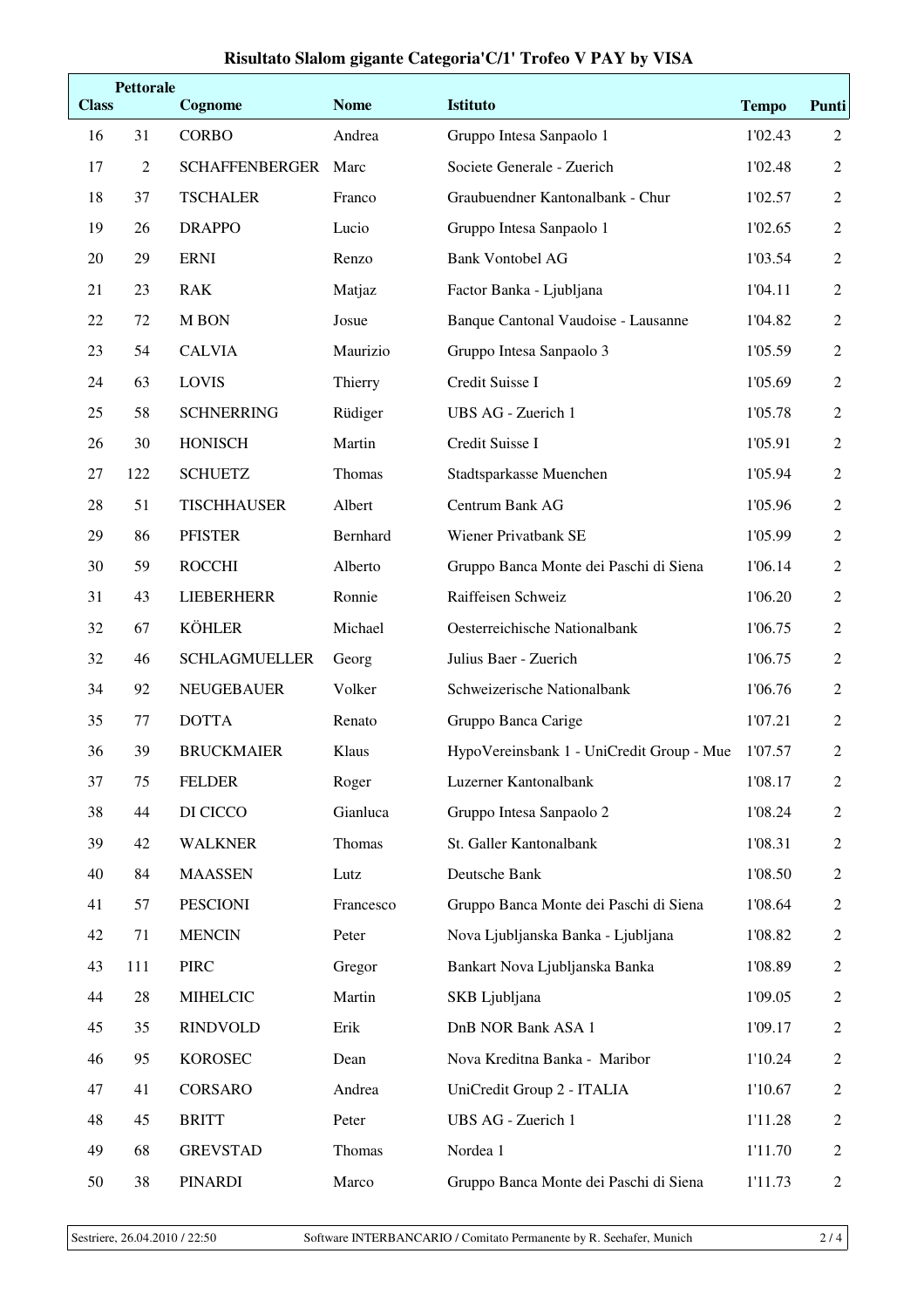## Risultato Slalom gigante Categoria'C/1' Trofeo V PAY by VISA

| Class | Pettorale | Cognome | Nome | Istituto | Tempo | Punti |
|---|---|---|---|---|---|---|
| 16 | 31 | CORBO | Andrea | Gruppo Intesa Sanpaolo 1 | 1'02.43 | 2 |
| 17 | 2 | SCHAFFENBERGER | Marc | Societe Generale - Zuerich | 1'02.48 | 2 |
| 18 | 37 | TSCHALER | Franco | Graubuendner Kantonalbank - Chur | 1'02.57 | 2 |
| 19 | 26 | DRAPPO | Lucio | Gruppo Intesa Sanpaolo 1 | 1'02.65 | 2 |
| 20 | 29 | ERNI | Renzo | Bank Vontobel AG | 1'03.54 | 2 |
| 21 | 23 | RAK | Matjaz | Factor Banka - Ljubljana | 1'04.11 | 2 |
| 22 | 72 | M BON | Josue | Banque Cantonal Vaudoise - Lausanne | 1'04.82 | 2 |
| 23 | 54 | CALVIA | Maurizio | Gruppo Intesa Sanpaolo 3 | 1'05.59 | 2 |
| 24 | 63 | LOVIS | Thierry | Credit Suisse I | 1'05.69 | 2 |
| 25 | 58 | SCHNERRING | Rüdiger | UBS AG - Zuerich 1 | 1'05.78 | 2 |
| 26 | 30 | HONISCH | Martin | Credit Suisse I | 1'05.91 | 2 |
| 27 | 122 | SCHUETZ | Thomas | Stadtsparkasse Muenchen | 1'05.94 | 2 |
| 28 | 51 | TISCHHAUSER | Albert | Centrum Bank AG | 1'05.96 | 2 |
| 29 | 86 | PFISTER | Bernhard | Wiener Privatbank SE | 1'05.99 | 2 |
| 30 | 59 | ROCCHI | Alberto | Gruppo Banca Monte dei Paschi di Siena | 1'06.14 | 2 |
| 31 | 43 | LIEBERHERR | Ronnie | Raiffeisen Schweiz | 1'06.20 | 2 |
| 32 | 67 | KÖHLER | Michael | Oesterreichische Nationalbank | 1'06.75 | 2 |
| 32 | 46 | SCHLAGMUELLER | Georg | Julius Baer - Zuerich | 1'06.75 | 2 |
| 34 | 92 | NEUGEBAUER | Volker | Schweizerische Nationalbank | 1'06.76 | 2 |
| 35 | 77 | DOTTA | Renato | Gruppo Banca Carige | 1'07.21 | 2 |
| 36 | 39 | BRUCKMAIER | Klaus | HypoVereinsbank 1 - UniCredit Group - Mue | 1'07.57 | 2 |
| 37 | 75 | FELDER | Roger | Luzerner Kantonalbank | 1'08.17 | 2 |
| 38 | 44 | DI CICCO | Gianluca | Gruppo Intesa Sanpaolo 2 | 1'08.24 | 2 |
| 39 | 42 | WALKNER | Thomas | St. Galler Kantonalbank | 1'08.31 | 2 |
| 40 | 84 | MAASSEN | Lutz | Deutsche Bank | 1'08.50 | 2 |
| 41 | 57 | PESCIONI | Francesco | Gruppo Banca Monte dei Paschi di Siena | 1'08.64 | 2 |
| 42 | 71 | MENCIN | Peter | Nova Ljubljanska Banka - Ljubljana | 1'08.82 | 2 |
| 43 | 111 | PIRC | Gregor | Bankart Nova Ljubljanska Banka | 1'08.89 | 2 |
| 44 | 28 | MIHELCIC | Martin | SKB Ljubljana | 1'09.05 | 2 |
| 45 | 35 | RINDVOLD | Erik | DnB NOR Bank ASA 1 | 1'09.17 | 2 |
| 46 | 95 | KOROSEC | Dean | Nova Kreditna Banka - Maribor | 1'10.24 | 2 |
| 47 | 41 | CORSARO | Andrea | UniCredit Group 2 - ITALIA | 1'10.67 | 2 |
| 48 | 45 | BRITT | Peter | UBS AG - Zuerich 1 | 1'11.28 | 2 |
| 49 | 68 | GREVSTAD | Thomas | Nordea 1 | 1'11.70 | 2 |
| 50 | 38 | PINARDI | Marco | Gruppo Banca Monte dei Paschi di Siena | 1'11.73 | 2 |

Sestriere, 26.04.2010 / 22:50 Software INTERBANCARIO / Comitato Permanente by R. Seehafer, Munich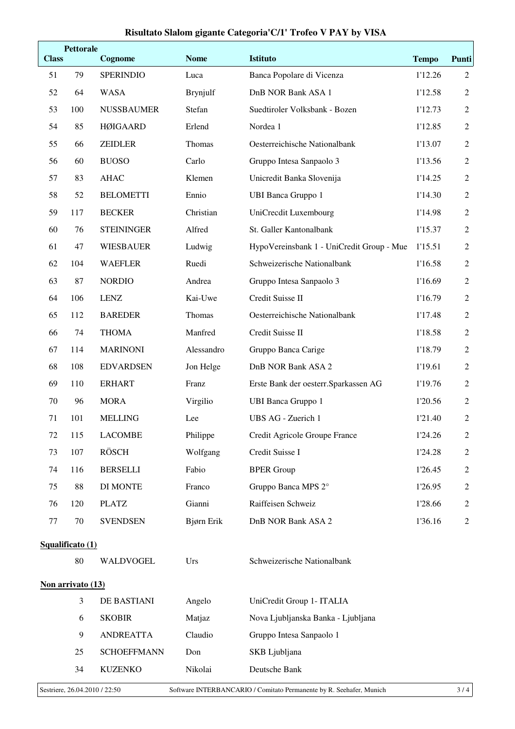# Risultato Slalom gigante Categoria'C/1' Trofeo V PAY by VISA

| Class | Pettorale | Cognome | Nome | Istituto | Tempo | Punti |
|---|---|---|---|---|---|---|
| 51 | 79 | SPERINDIO | Luca | Banca Popolare di Vicenza | 1'12.26 | 2 |
| 52 | 64 | WASA | Brynjulf | DnB NOR Bank ASA 1 | 1'12.58 | 2 |
| 53 | 100 | NUSSBAUMER | Stefan | Suedtiroler Volksbank - Bozen | 1'12.73 | 2 |
| 54 | 85 | HØIGAARD | Erlend | Nordea 1 | 1'12.85 | 2 |
| 55 | 66 | ZEIDLER | Thomas | Oesterreichische Nationalbank | 1'13.07 | 2 |
| 56 | 60 | BUOSO | Carlo | Gruppo Intesa Sanpaolo 3 | 1'13.56 | 2 |
| 57 | 83 | AHAC | Klemen | Unicredit Banka Slovenija | 1'14.25 | 2 |
| 58 | 52 | BELOMETTI | Ennio | UBI Banca Gruppo 1 | 1'14.30 | 2 |
| 59 | 117 | BECKER | Christian | UniCrecdit Luxembourg | 1'14.98 | 2 |
| 60 | 76 | STEININGER | Alfred | St. Galler Kantonalbank | 1'15.37 | 2 |
| 61 | 47 | WIESBAUER | Ludwig | HypoVereinsbank 1 - UniCredit Group - Mue | 1'15.51 | 2 |
| 62 | 104 | WAEFLER | Ruedi | Schweizerische Nationalbank | 1'16.58 | 2 |
| 63 | 87 | NORDIO | Andrea | Gruppo Intesa Sanpaolo 3 | 1'16.69 | 2 |
| 64 | 106 | LENZ | Kai-Uwe | Credit Suisse II | 1'16.79 | 2 |
| 65 | 112 | BAREDER | Thomas | Oesterreichische Nationalbank | 1'17.48 | 2 |
| 66 | 74 | THOMA | Manfred | Credit Suisse II | 1'18.58 | 2 |
| 67 | 114 | MARINONI | Alessandro | Gruppo Banca Carige | 1'18.79 | 2 |
| 68 | 108 | EDVARDSEN | Jon Helge | DnB NOR Bank ASA 2 | 1'19.61 | 2 |
| 69 | 110 | ERHART | Franz | Erste Bank der oesterr.Sparkassen AG | 1'19.76 | 2 |
| 70 | 96 | MORA | Virgilio | UBI Banca Gruppo 1 | 1'20.56 | 2 |
| 71 | 101 | MELLING | Lee | UBS AG - Zuerich 1 | 1'21.40 | 2 |
| 72 | 115 | LACOMBE | Philippe | Credit Agricole Groupe France | 1'24.26 | 2 |
| 73 | 107 | RÖSCH | Wolfgang | Credit Suisse I | 1'24.28 | 2 |
| 74 | 116 | BERSELLI | Fabio | BPER Group | 1'26.45 | 2 |
| 75 | 88 | DI MONTE | Franco | Gruppo Banca MPS 2° | 1'26.95 | 2 |
| 76 | 120 | PLATZ | Gianni | Raiffeisen Schweiz | 1'28.66 | 2 |
| 77 | 70 | SVENDSEN | Bjørn Erik | DnB NOR Bank ASA 2 | 1'36.16 | 2 |

**Squalificato (1)**

| Pettorale | Cognome | Nome | Istituto |
|---|---|---|---|
| 80 | WALDVOGEL | Urs | Schweizerische Nationalbank |

**Non arrivato (13)**

| Pettorale | Cognome | Nome | Istituto |
|---|---|---|---|
| 3 | DE BASTIANI | Angelo | UniCredit Group 1- ITALIA |
| 6 | SKOBIR | Matjaz | Nova Ljubljanska Banka - Ljubljana |
| 9 | ANDREATTA | Claudio | Gruppo Intesa Sanpaolo 1 |
| 25 | SCHOEFFMANN | Don | SKB Ljubljana |
| 34 | KUZENKO | Nikolai | Deutsche Bank |

Sestriere, 26.04.2010 / 22:50 Software INTERBANCARIO / Comitato Permanente by R. Seehafer, Munich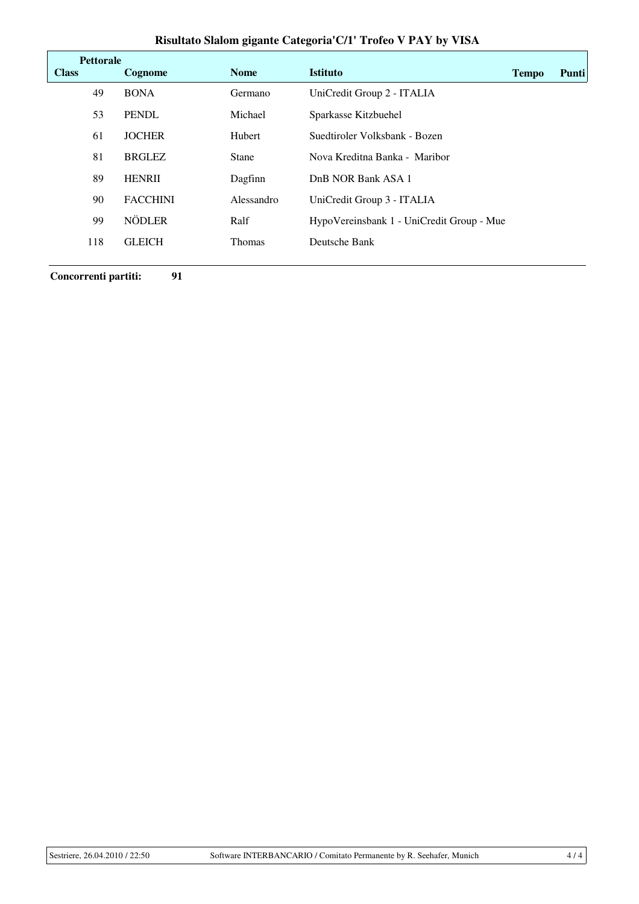# Risultato Slalom gigante Categoria'C/1' Trofeo V PAY by VISA

| Class | Pettorale | Cognome | Nome | Istituto | Tempo | Punti |
|---|---|---|---|---|---|---|
| | 49 | BONA | Germano | UniCredit Group 2 - ITALIA | | |
| | 53 | PENDL | Michael | Sparkasse Kitzbuehel | | |
| | 61 | JOCHER | Hubert | Suedtiroler Volksbank - Bozen | | |
| | 81 | BRGLEZ | Stane | Nova Kreditna Banka - Maribor | | |
| | 89 | HENRII | Dagfinn | DnB NOR Bank ASA 1 | | |
| | 90 | FACCHINI | Alessandro | UniCredit Group 3 - ITALIA | | |
| | 99 | NÖDLER | Ralf | HypoVereinsbank 1 - UniCredit Group - Mue | | |
| | 118 | GLEICH | Thomas | Deutsche Bank | | |

**Concorrenti partiti: 91**

Sestriere, 26.04.2010 / 22:50 — Software INTERBANCARIO / Comitato Permanente by R. Seehafer, Munich